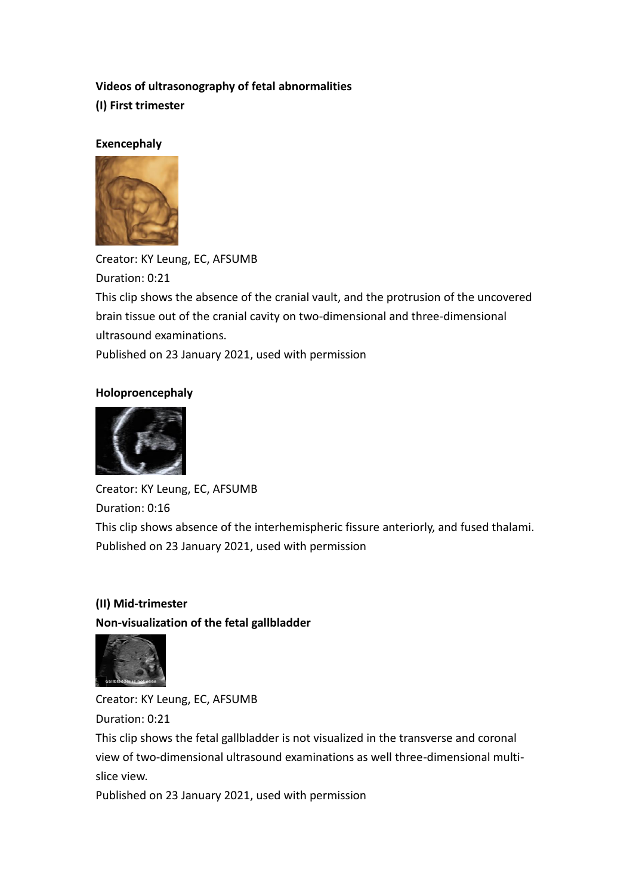**Videos of ultrasonography of fetal abnormalities**

**(I) First trimester**

**Exencephaly**

Creator: KY Leung, EC, AFSUMB

Duration: 0:21

This clip shows the absence of the cranial vault, and the protrusion of the uncovered brain tissue out of the cranial cavity on two-dimensional and three-dimensional ultrasound examinations.

Published on 23 January 2021, used with permission

**Holoproencephaly**

Creator: KY Leung, EC, AFSUMB

Duration: 0:16

This clip shows absence of the interhemispheric fissure anteriorly, and fused thalami.

Published on 23 January 2021, used with permission

**(II) Mid-trimester**

**Non-visualization of the fetal gallbladder**

Creator: KY Leung, EC, AFSUMB

Duration: 0:21

This clip shows the fetal gallbladder is not visualized in the transverse and coronal view of two-dimensional ultrasound examinations as well three-dimensional multi-slice view.

Published on 23 January 2021, used with permission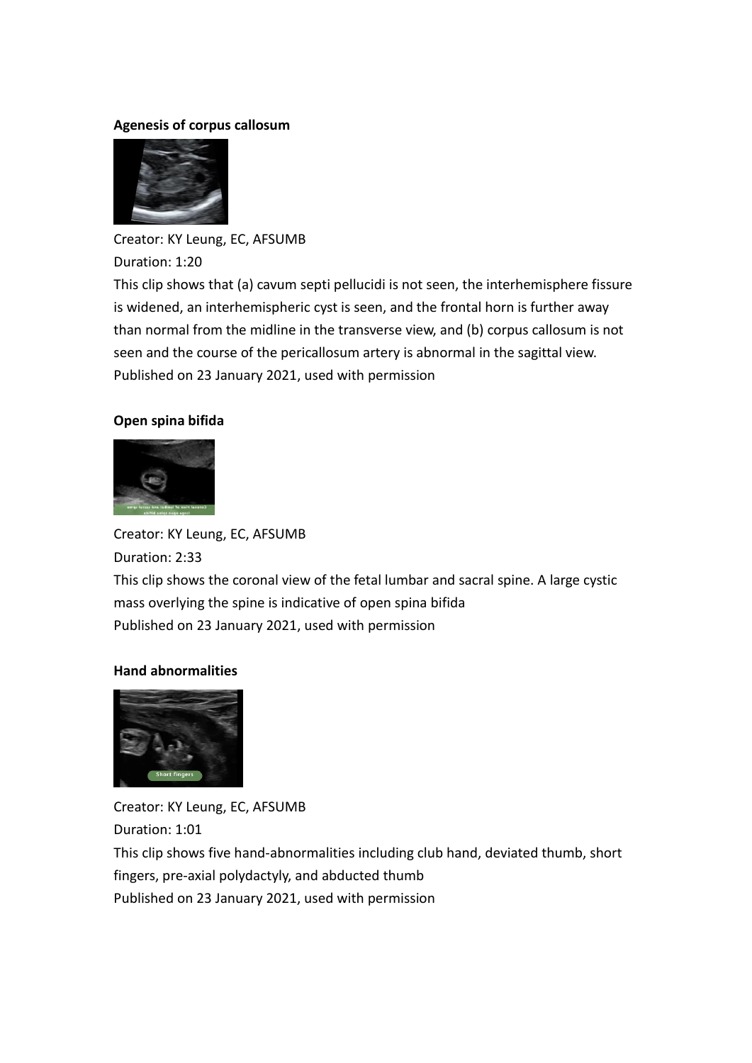**Agenesis of corpus callosum**

Creator: KY Leung, EC, AFSUMB

Duration: 1:20

This clip shows that (a) cavum septi pellucidi is not seen, the interhemisphere fissure is widened, an interhemispheric cyst is seen, and the frontal horn is further away than normal from the midline in the transverse view, and (b) corpus callosum is not seen and the course of the pericallosum artery is abnormal in the sagittal view.

Published on 23 January 2021, used with permission

**Open spina bifida**

Creator: KY Leung, EC, AFSUMB

Duration: 2:33

This clip shows the coronal view of the fetal lumbar and sacral spine. A large cystic mass overlying the spine is indicative of open spina bifida

Published on 23 January 2021, used with permission

**Hand abnormalities**

Creator: KY Leung, EC, AFSUMB

Duration: 1:01

This clip shows five hand-abnormalities including club hand, deviated thumb, short fingers, pre-axial polydactyly, and abducted thumb

Published on 23 January 2021, used with permission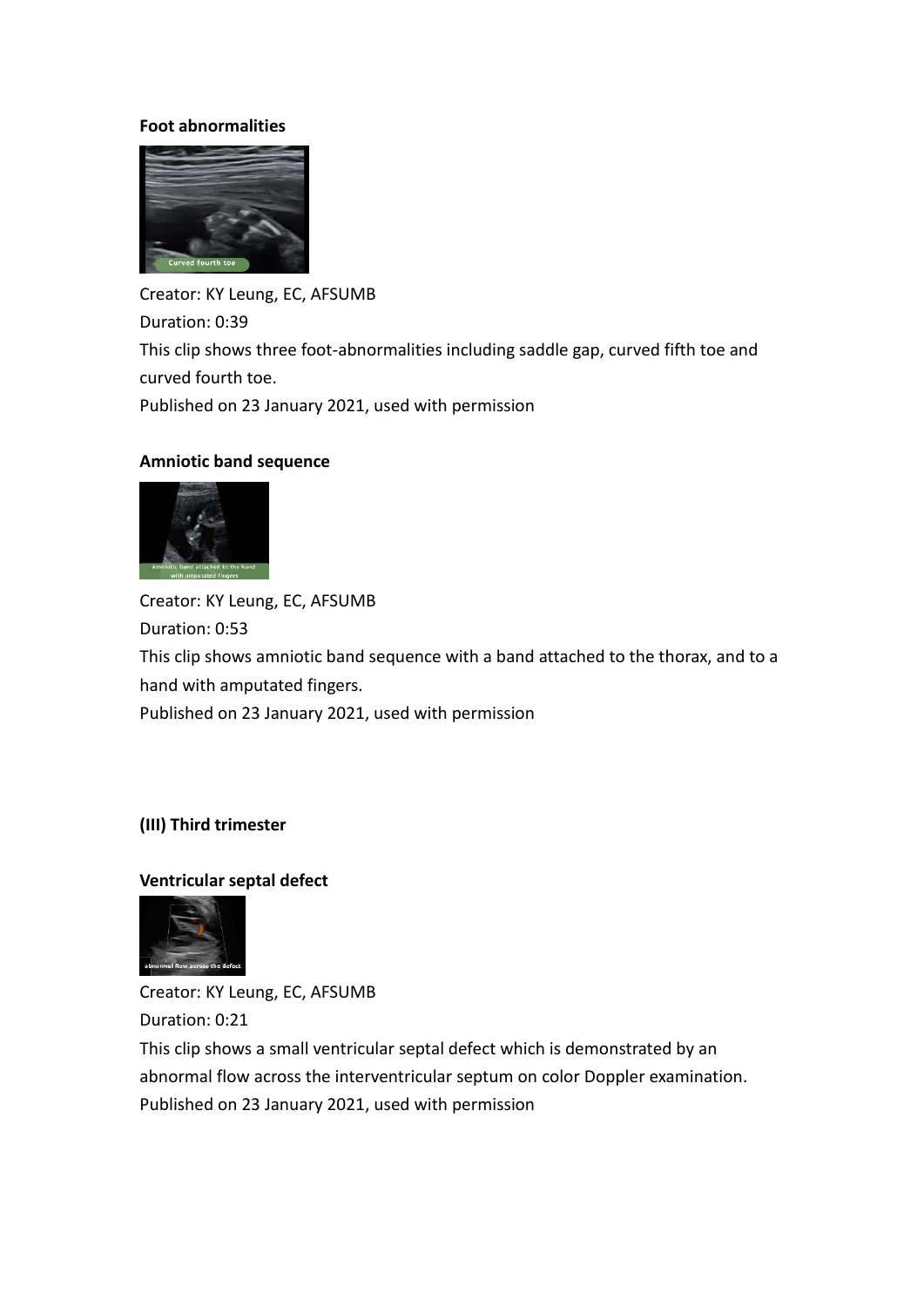**Foot abnormalities**

Creator: KY Leung, EC, AFSUMB
Duration: 0:39
This clip shows three foot-abnormalities including saddle gap, curved fifth toe and curved fourth toe.
Published on 23 January 2021, used with permission

**Amniotic band sequence**

Creator: KY Leung, EC, AFSUMB
Duration: 0:53
This clip shows amniotic band sequence with a band attached to the thorax, and to a hand with amputated fingers.
Published on 23 January 2021, used with permission

**(III) Third trimester**

**Ventricular septal defect**

Creator: KY Leung, EC, AFSUMB
Duration: 0:21
This clip shows a small ventricular septal defect which is demonstrated by an abnormal flow across the interventricular septum on color Doppler examination.
Published on 23 January 2021, used with permission